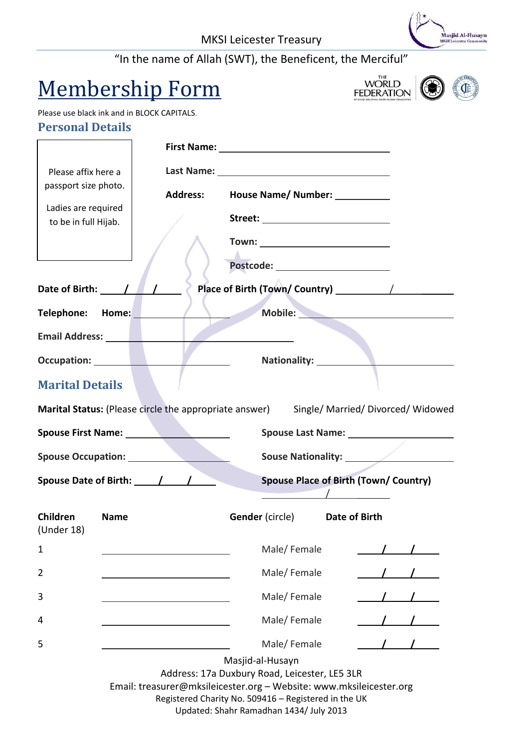MKSI Leicester Treasury

"In the name of Allah (SWT), the Beneficent, the Merciful"

# Membership Form

Please use black ink and in BLOCK CAPITALS.

## Personal Details

Please affix here a passport size photo.

Ladies are required to be in full Hijab.

**First Name:** ______________________________

**Last Name:** ______________________________

**Address:** **House Name/ Number:** __________

**Street:** ______________________

**Town:** ______________________

**Postcode:** ______________________

**Date of Birth:** ____/____/____ **Place of Birth (Town/ Country)** __________/__________

**Telephone:** **Home:** ______________ **Mobile:** ______________________

**Email Address:** ______________________________

**Occupation:** ______________________ **Nationality:** ______________________

## Marital Details

**Marital Status:** (Please circle the appropriate answer) Single/ Married/ Divorced/ Widowed

**Spouse First Name:** ______________________ **Spouse Last Name:** ______________________

**Spouse Occupation:** ______________________ **Souse Nationality:** ______________________

**Spouse Date of Birth:** ____/____/____ **Spouse Place of Birth (Town/ Country)** __________/__________

| **Children** (Under 18) | **Name** | **Gender** (circle) | **Date of Birth** |
|---|---|---|---|
| 1 | ______________________ | Male/ Female | ____/____/____ |
| 2 | ______________________ | Male/ Female | ____/____/____ |
| 3 | ______________________ | Male/ Female | ____/____/____ |
| 4 | ______________________ | Male/ Female | ____/____/____ |
| 5 | ______________________ | Male/ Female | ____/____/____ |

Masjid-al-Husayn
Address: 17a Duxbury Road, Leicester, LE5 3LR
Email: treasurer@mksileicester.org – Website: www.mksileicester.org
Registered Charity No. 509416 – Registered in the UK
Updated: Shahr Ramadhan 1434/ July 2013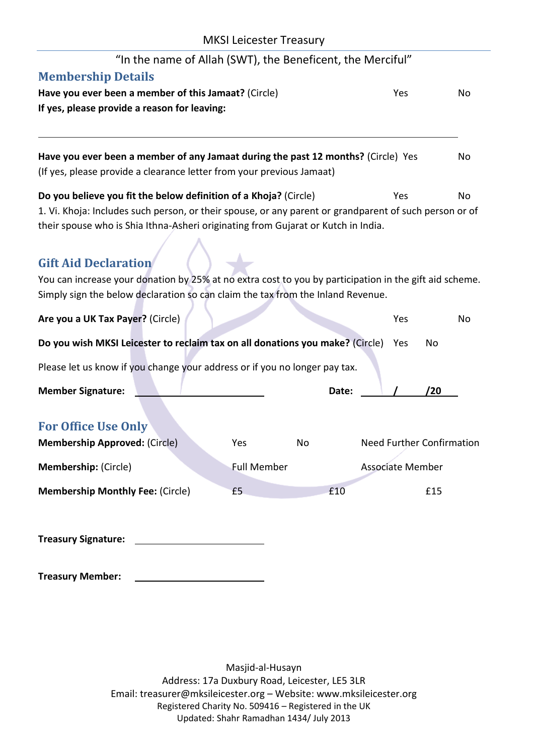"In the name of Allah (SWT), the Beneficent, the Merciful"

## Membership Details

**Have you ever been a member of this Jamaat?** (Circle) Yes No

**If yes, please provide a reason for leaving:**

______________________________________________________________

**Have you ever been a member of any Jamaat during the past 12 months?** (Circle) Yes No

(If yes, please provide a clearance letter from your previous Jamaat)

**Do you believe you fit the below definition of a Khoja?** (Circle) Yes No

1. Vi. Khoja: Includes such person, or their spouse, or any parent or grandparent of such person or of their spouse who is Shia Ithna-Asheri originating from Gujarat or Kutch in India.

## Gift Aid Declaration

You can increase your donation by 25% at no extra cost to you by participation in the gift aid scheme. Simply sign the below declaration so can claim the tax from the Inland Revenue.

**Are you a UK Tax Payer?** (Circle) Yes No

**Do you wish MKSI Leicester to reclaim tax on all donations you make?** (Circle) Yes No

Please let us know if you change your address or if you no longer pay tax.

**Member Signature:** ____________________ **Date:** ____/____/20____

## For Office Use Only

| | | | |
|---|---|---|---|
| **Membership Approved:** (Circle) | Yes | No | Need Further Confirmation |
| **Membership:** (Circle) | Full Member | | Associate Member |
| **Membership Monthly Fee:** (Circle) | £5 | £10 | £15 |

**Treasury Signature:** ____________________

**Treasury Member:** ____________________

Masjid-al-Husayn
Address: 17a Duxbury Road, Leicester, LE5 3LR
Email: treasurer@mksileicester.org – Website: www.mksileicester.org
Registered Charity No. 509416 – Registered in the UK
Updated: Shahr Ramadhan 1434/ July 2013